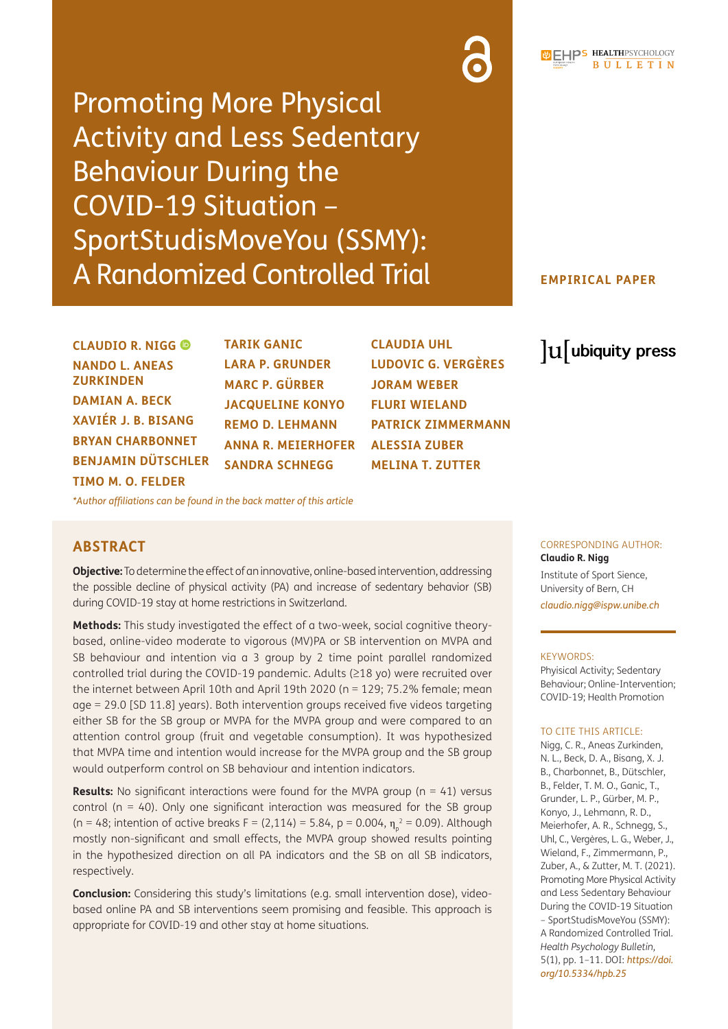# Promoting More Physical Activity and Less Sedentary Behaviour During the COVID-19 Situation – SportStudisMoveYou (SSMY): A Randomized Controlled Trial

**EMPIRICAL PAPER**

**CLAUDIO R. NIGG**
**NANDO L. ANEAS ZURKINDEN**
**DAMIAN A. BECK**
**XAVIÉR J. B. BISANG**
**BRYAN CHARBONNET**
**BENJAMIN DÜTSCHLER**
**TIMO M. O. FELDER**
**TARIK GANIC**
**LARA P. GRUNDER**
**MARC P. GÜRBER**
**JACQUELINE KONYO**
**REMO D. LEHMANN**
**ANNA R. MEIERHOFER**
**SANDRA SCHNEGG**
**CLAUDIA UHL**
**LUDOVIC G. VERGÈRES**
**JORAM WEBER**
**FLURI WIELAND**
**PATRICK ZIMMERMANN**
**ALESSIA ZUBER**
**MELINA T. ZUTTER**

*\*Author affiliations can be found in the back matter of this article*

## ABSTRACT

**Objective:** To determine the effect of an innovative, online-based intervention, addressing the possible decline of physical activity (PA) and increase of sedentary behavior (SB) during COVID-19 stay at home restrictions in Switzerland.

**Methods:** This study investigated the effect of a two-week, social cognitive theory-based, online-video moderate to vigorous (MV)PA or SB intervention on MVPA and SB behaviour and intention via a 3 group by 2 time point parallel randomized controlled trial during the COVID-19 pandemic. Adults (≥18 yo) were recruited over the internet between April 10th and April 19th 2020 (n = 129; 75.2% female; mean age = 29.0 [SD 11.8] years). Both intervention groups received five videos targeting either SB for the SB group or MVPA for the MVPA group and were compared to an attention control group (fruit and vegetable consumption). It was hypothesized that MVPA time and intention would increase for the MVPA group and the SB group would outperform control on SB behaviour and intention indicators.

**Results:** No significant interactions were found for the MVPA group (n = 41) versus control (n = 40). Only one significant interaction was measured for the SB group (n = 48; intention of active breaks $F = (2,114) = 5.84$, $p = 0.004$, $\eta_p^2 = 0.09$). Although mostly non-significant and small effects, the MVPA group showed results pointing in the hypothesized direction on all PA indicators and the SB on all SB indicators, respectively.

**Conclusion:** Considering this study's limitations (e.g. small intervention dose), video-based online PA and SB interventions seem promising and feasible. This approach is appropriate for COVID-19 and other stay at home situations.

CORRESPONDING AUTHOR:
**Claudio R. Nigg**
Institute of Sport Sience, University of Bern, CH
*claudio.nigg@ispw.unibe.ch*

KEYWORDS:
Physical Activity; Sedentary Behaviour; Online-Intervention; COVID-19; Health Promotion

TO CITE THIS ARTICLE:
Nigg, C. R., Aneas Zurkinden, N. L., Beck, D. A., Bisang, X. J. B., Charbonnet, B., Dütschler, B., Felder, T. M. O., Ganic, T., Grunder, L. P., Gürber, M. P., Konyo, J., Lehmann, R. D., Meierhofer, A. R., Schnegg, S., Uhl, C., Vergères, L. G., Weber, J., Wieland, F., Zimmermann, P., Zuber, A., & Zutter, M. T. (2021). Promoting More Physical Activity and Less Sedentary Behaviour During the COVID-19 Situation – SportStudisMoveYou (SSMY): A Randomized Controlled Trial. *Health Psychology Bulletin*, 5(1), pp. 1–11. DOI: *https://doi.org/10.5334/hpb.25*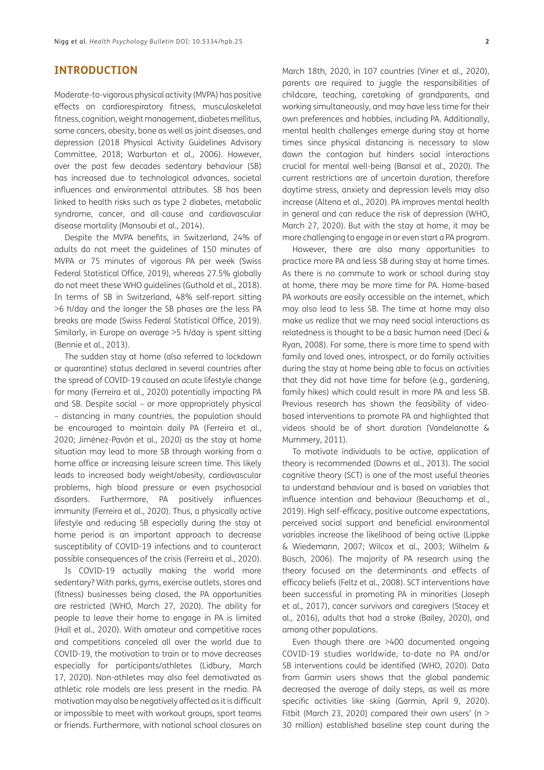## INTRODUCTION

Moderate-to-vigorous physical activity (MVPA) has positive effects on cardiorespiratory fitness, musculoskeletal fitness, cognition, weight management, diabetes mellitus, some cancers, obesity, bone as well as joint diseases, and depression (2018 Physical Activity Guidelines Advisory Committee, 2018; Warburton et al., 2006). However, over the past few decades sedentary behaviour (SB) has increased due to technological advances, societal influences and environmental attributes. SB has been linked to health risks such as type 2 diabetes, metabolic syndrome, cancer, and all-cause and cardiovascular disease mortality (Mansoubi et al., 2014).

Despite the MVPA benefits, in Switzerland, 24% of adults do not meet the guidelines of 150 minutes of MVPA or 75 minutes of vigorous PA per week (Swiss Federal Statistical Office, 2019), whereas 27.5% globally do not meet these WHO guidelines (Guthold et al., 2018). In terms of SB in Switzerland, 48% self-report sitting >6 h/day and the longer the SB phases are the less PA breaks are made (Swiss Federal Statistical Office, 2019). Similarly, in Europe on average >5 h/day is spent sitting (Bennie et al., 2013).

The sudden stay at home (also referred to lockdown or quarantine) status declared in several countries after the spread of COVID-19 caused an acute lifestyle change for many (Ferreira et al., 2020) potentially impacting PA and SB. Despite social – or more appropriately physical – distancing in many countries, the population should be encouraged to maintain daily PA (Ferreira et al., 2020; Jiménez-Pavón et al., 2020) as the stay at home situation may lead to more SB through working from a home office or increasing leisure screen time. This likely leads to increased body weight/obesity, cardiovascular problems, high blood pressure or even psychosocial disorders. Furthermore, PA positively influences immunity (Ferreira et al., 2020). Thus, a physically active lifestyle and reducing SB especially during the stay at home period is an important approach to decrease susceptibility of COVID-19 infections and to counteract possible consequences of the crisis (Ferreira et al., 2020).

Is COVID-19 actually making the world more sedentary? With parks, gyms, exercise outlets, stores and (fitness) businesses being closed, the PA opportunities are restricted (WHO, March 27, 2020). The ability for people to leave their home to engage in PA is limited (Hall et al., 2020). With amateur and competitive races and competitions canceled all over the world due to COVID-19, the motivation to train or to move decreases especially for participants/athletes (Lidbury, March 17, 2020). Non-athletes may also feel demotivated as athletic role models are less present in the media. PA motivation may also be negatively affected as it is difficult or impossible to meet with workout groups, sport teams or friends. Furthermore, with national school closures on March 18th, 2020, in 107 countries (Viner et al., 2020), parents are required to juggle the responsibilities of childcare, teaching, caretaking of grandparents, and working simultaneously, and may have less time for their own preferences and hobbies, including PA. Additionally, mental health challenges emerge during stay at home times since physical distancing is necessary to slow down the contagion but hinders social interactions crucial for mental well-being (Bansal et al., 2020). The current restrictions are of uncertain duration, therefore daytime stress, anxiety and depression levels may also increase (Altena et al., 2020). PA improves mental health in general and can reduce the risk of depression (WHO, March 27, 2020). But with the stay at home, it may be more challenging to engage in or even start a PA program.

However, there are also many opportunities to practice more PA and less SB during stay at home times. As there is no commute to work or school during stay at home, there may be more time for PA. Home-based PA workouts are easily accessible on the internet, which may also lead to less SB. The time at home may also make us realize that we may need social interactions as relatedness is thought to be a basic human need (Deci & Ryan, 2008). For some, there is more time to spend with family and loved ones, introspect, or do family activities during the stay at home being able to focus on activities that they did not have time for before (e.g., gardening, family hikes) which could result in more PA and less SB. Previous research has shown the feasibility of video-based interventions to promote PA and highlighted that videos should be of short duration (Vandelanotte & Mummery, 2011).

To motivate individuals to be active, application of theory is recommended (Downs et al., 2013). The social cognitive theory (SCT) is one of the most useful theories to understand behaviour and is based on variables that influence intention and behaviour (Beauchamp et al., 2019). High self-efficacy, positive outcome expectations, perceived social support and beneficial environmental variables increase the likelihood of being active (Lippke & Wiedemann, 2007; Wilcox et al., 2003; Wilhelm & Büsch, 2006). The majority of PA research using the theory focused on the determinants and effects of efficacy beliefs (Feltz et al., 2008). SCT interventions have been successful in promoting PA in minorities (Joseph et al., 2017), cancer survivors and caregivers (Stacey et al., 2016), adults that had a stroke (Bailey, 2020), and among other populations.

Even though there are >400 documented ongoing COVID-19 studies worldwide, to-date no PA and/or SB interventions could be identified (WHO, 2020). Data from Garmin users shows that the global pandemic decreased the average of daily steps, as well as more specific activities like skiing (Garmin, April 9, 2020). Fitbit (March 23, 2020) compared their own users' (n > 30 million) established baseline step count during the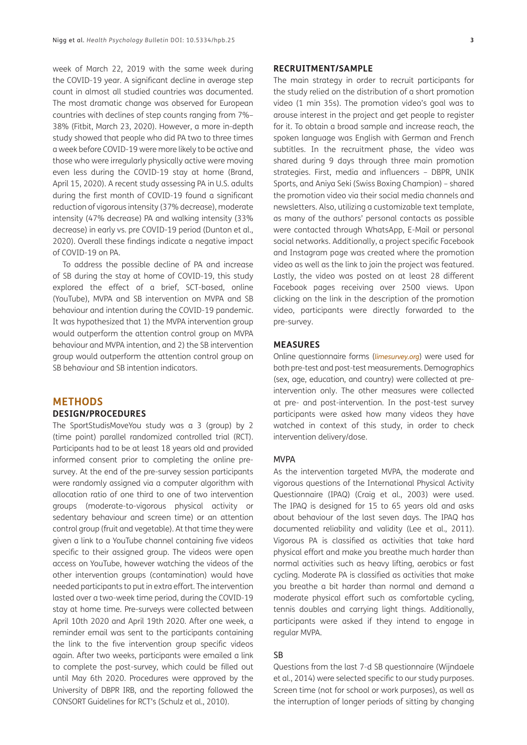week of March 22, 2019 with the same week during the COVID-19 year. A significant decline in average step count in almost all studied countries was documented. The most dramatic change was observed for European countries with declines of step counts ranging from 7%–38% (Fitbit, March 23, 2020). However, a more in-depth study showed that people who did PA two to three times a week before COVID-19 were more likely to be active and those who were irregularly physically active were moving even less during the COVID-19 stay at home (Brand, April 15, 2020). A recent study assessing PA in U.S. adults during the first month of COVID-19 found a significant reduction of vigorous intensity (37% decrease), moderate intensity (47% decrease) PA and walking intensity (33% decrease) in early vs. pre COVID-19 period (Dunton et al., 2020). Overall these findings indicate a negative impact of COVID-19 on PA.

To address the possible decline of PA and increase of SB during the stay at home of COVID-19, this study explored the effect of a brief, SCT-based, online (YouTube), MVPA and SB intervention on MVPA and SB behaviour and intention during the COVID-19 pandemic. It was hypothesized that 1) the MVPA intervention group would outperform the attention control group on MVPA behaviour and MVPA intention, and 2) the SB intervention group would outperform the attention control group on SB behaviour and SB intention indicators.

# METHODS

## DESIGN/PROCEDURES

The SportStudisMoveYou study was a 3 (group) by 2 (time point) parallel randomized controlled trial (RCT). Participants had to be at least 18 years old and provided informed consent prior to completing the online pre-survey. At the end of the pre-survey session participants were randomly assigned via a computer algorithm with allocation ratio of one third to one of two intervention groups (moderate-to-vigorous physical activity or sedentary behaviour and screen time) or an attention control group (fruit and vegetable). At that time they were given a link to a YouTube channel containing five videos specific to their assigned group. The videos were open access on YouTube, however watching the videos of the other intervention groups (contamination) would have needed participants to put in extra effort. The intervention lasted over a two-week time period, during the COVID-19 stay at home time. Pre-surveys were collected between April 10th 2020 and April 19th 2020. After one week, a reminder email was sent to the participants containing the link to the five intervention group specific videos again. After two weeks, participants were emailed a link to complete the post-survey, which could be filled out until May 6th 2020. Procedures were approved by the University of DBPR IRB, and the reporting followed the CONSORT Guidelines for RCT's (Schulz et al., 2010).

## RECRUITMENT/SAMPLE

The main strategy in order to recruit participants for the study relied on the distribution of a short promotion video (1 min 35s). The promotion video's goal was to arouse interest in the project and get people to register for it. To obtain a broad sample and increase reach, the spoken language was English with German and French subtitles. In the recruitment phase, the video was shared during 9 days through three main promotion strategies. First, media and influencers – DBPR, UNIK Sports, and Aniya Seki (Swiss Boxing Champion) – shared the promotion video via their social media channels and newsletters. Also, utilizing a customizable text template, as many of the authors' personal contacts as possible were contacted through WhatsApp, E-Mail or personal social networks. Additionally, a project specific Facebook and Instagram page was created where the promotion video as well as the link to join the project was featured. Lastly, the video was posted on at least 28 different Facebook pages receiving over 2500 views. Upon clicking on the link in the description of the promotion video, participants were directly forwarded to the pre-survey.

## MEASURES

Online questionnaire forms (*limesurvey.org*) were used for both pre-test and post-test measurements. Demographics (sex, age, education, and country) were collected at pre-intervention only. The other measures were collected at pre- and post-intervention. In the post-test survey participants were asked how many videos they have watched in context of this study, in order to check intervention delivery/dose.

### MVPA

As the intervention targeted MVPA, the moderate and vigorous questions of the International Physical Activity Questionnaire (IPAQ) (Craig et al., 2003) were used. The IPAQ is designed for 15 to 65 years old and asks about behaviour of the last seven days. The IPAQ has documented reliability and validity (Lee et al., 2011). Vigorous PA is classified as activities that take hard physical effort and make you breathe much harder than normal activities such as heavy lifting, aerobics or fast cycling. Moderate PA is classified as activities that make you breathe a bit harder than normal and demand a moderate physical effort such as comfortable cycling, tennis doubles and carrying light things. Additionally, participants were asked if they intend to engage in regular MVPA.

### SB

Questions from the last 7-d SB questionnaire (Wijndaele et al., 2014) were selected specific to our study purposes. Screen time (not for school or work purposes), as well as the interruption of longer periods of sitting by changing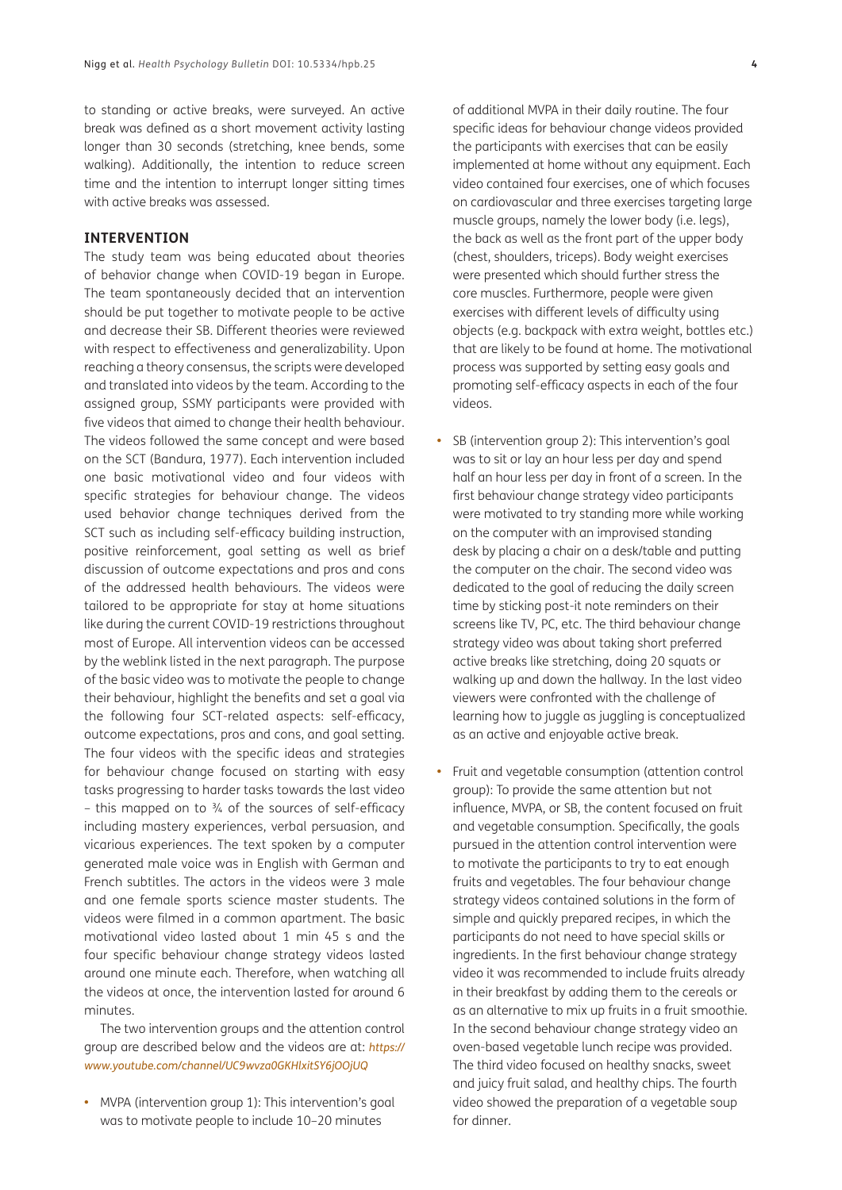to standing or active breaks, were surveyed. An active break was defined as a short movement activity lasting longer than 30 seconds (stretching, knee bends, some walking). Additionally, the intention to reduce screen time and the intention to interrupt longer sitting times with active breaks was assessed.

### INTERVENTION

The study team was being educated about theories of behavior change when COVID-19 began in Europe. The team spontaneously decided that an intervention should be put together to motivate people to be active and decrease their SB. Different theories were reviewed with respect to effectiveness and generalizability. Upon reaching a theory consensus, the scripts were developed and translated into videos by the team. According to the assigned group, SSMY participants were provided with five videos that aimed to change their health behaviour. The videos followed the same concept and were based on the SCT (Bandura, 1977). Each intervention included one basic motivational video and four videos with specific strategies for behaviour change. The videos used behavior change techniques derived from the SCT such as including self-efficacy building instruction, positive reinforcement, goal setting as well as brief discussion of outcome expectations and pros and cons of the addressed health behaviours. The videos were tailored to be appropriate for stay at home situations like during the current COVID-19 restrictions throughout most of Europe. All intervention videos can be accessed by the weblink listed in the next paragraph. The purpose of the basic video was to motivate the people to change their behaviour, highlight the benefits and set a goal via the following four SCT-related aspects: self-efficacy, outcome expectations, pros and cons, and goal setting. The four videos with the specific ideas and strategies for behaviour change focused on starting with easy tasks progressing to harder tasks towards the last video – this mapped on to ¾ of the sources of self-efficacy including mastery experiences, verbal persuasion, and vicarious experiences. The text spoken by a computer generated male voice was in English with German and French subtitles. The actors in the videos were 3 male and one female sports science master students. The videos were filmed in a common apartment. The basic motivational video lasted about 1 min 45 s and the four specific behaviour change strategy videos lasted around one minute each. Therefore, when watching all the videos at once, the intervention lasted for around 6 minutes.

The two intervention groups and the attention control group are described below and the videos are at: *https://www.youtube.com/channel/UC9wvza0GKHlxitSY6jOOjUQ*

- MVPA (intervention group 1): This intervention's goal was to motivate people to include 10–20 minutes of additional MVPA in their daily routine. The four specific ideas for behaviour change videos provided the participants with exercises that can be easily implemented at home without any equipment. Each video contained four exercises, one of which focuses on cardiovascular and three exercises targeting large muscle groups, namely the lower body (i.e. legs), the back as well as the front part of the upper body (chest, shoulders, triceps). Body weight exercises were presented which should further stress the core muscles. Furthermore, people were given exercises with different levels of difficulty using objects (e.g. backpack with extra weight, bottles etc.) that are likely to be found at home. The motivational process was supported by setting easy goals and promoting self-efficacy aspects in each of the four videos.
- SB (intervention group 2): This intervention's goal was to sit or lay an hour less per day and spend half an hour less per day in front of a screen. In the first behaviour change strategy video participants were motivated to try standing more while working on the computer with an improvised standing desk by placing a chair on a desk/table and putting the computer on the chair. The second video was dedicated to the goal of reducing the daily screen time by sticking post-it note reminders on their screens like TV, PC, etc. The third behaviour change strategy video was about taking short preferred active breaks like stretching, doing 20 squats or walking up and down the hallway. In the last video viewers were confronted with the challenge of learning how to juggle as juggling is conceptualized as an active and enjoyable active break.
- Fruit and vegetable consumption (attention control group): To provide the same attention but not influence, MVPA, or SB, the content focused on fruit and vegetable consumption. Specifically, the goals pursued in the attention control intervention were to motivate the participants to try to eat enough fruits and vegetables. The four behaviour change strategy videos contained solutions in the form of simple and quickly prepared recipes, in which the participants do not need to have special skills or ingredients. In the first behaviour change strategy video it was recommended to include fruits already in their breakfast by adding them to the cereals or as an alternative to mix up fruits in a fruit smoothie. In the second behaviour change strategy video an oven-based vegetable lunch recipe was provided. The third video focused on healthy snacks, sweet and juicy fruit salad, and healthy chips. The fourth video showed the preparation of a vegetable soup for dinner.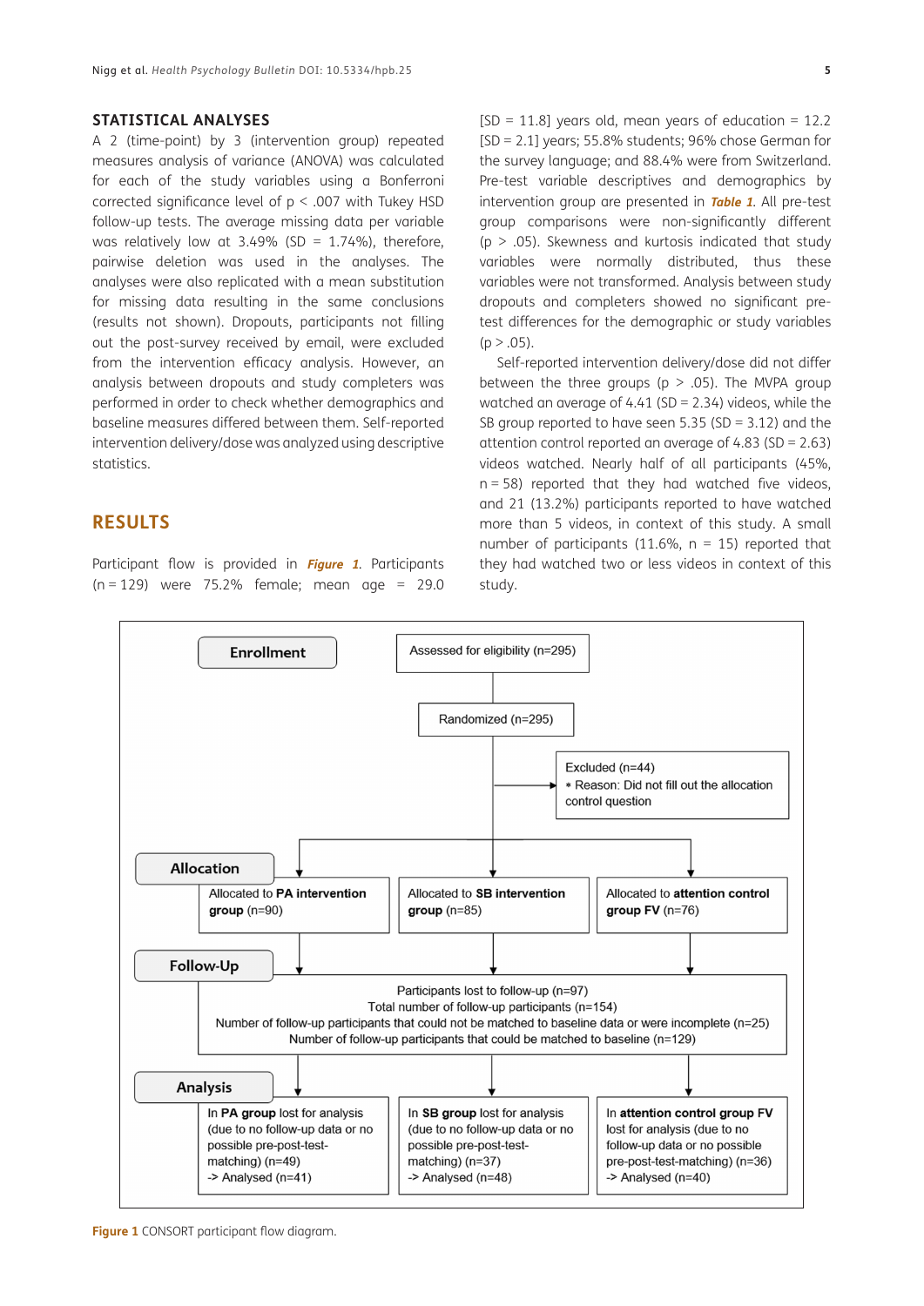### STATISTICAL ANALYSES

A 2 (time-point) by 3 (intervention group) repeated measures analysis of variance (ANOVA) was calculated for each of the study variables using a Bonferroni corrected significance level of $p < .007$ with Tukey HSD follow-up tests. The average missing data per variable was relatively low at 3.49% (SD = 1.74%), therefore, pairwise deletion was used in the analyses. The analyses were also replicated with a mean substitution for missing data resulting in the same conclusions (results not shown). Dropouts, participants not filling out the post-survey received by email, were excluded from the intervention efficacy analysis. However, an analysis between dropouts and study completers was performed in order to check whether demographics and baseline measures differed between them. Self-reported intervention delivery/dose was analyzed using descriptive statistics.

## RESULTS

Participant flow is provided in ***Figure 1***. Participants (n = 129) were 75.2% female; mean age = 29.0 [SD = 11.8] years old, mean years of education = 12.2 [SD = 2.1] years; 55.8% students; 96% chose German for the survey language; and 88.4% were from Switzerland. Pre-test variable descriptives and demographics by intervention group are presented in ***Table 1***. All pre-test group comparisons were non-significantly different ($p > .05$). Skewness and kurtosis indicated that study variables were normally distributed, thus these variables were not transformed. Analysis between study dropouts and completers showed no significant pre-test differences for the demographic or study variables ($p > .05$).

Self-reported intervention delivery/dose did not differ between the three groups ($p > .05$). The MVPA group watched an average of 4.41 (SD = 2.34) videos, while the SB group reported to have seen 5.35 (SD = 3.12) and the attention control reported an average of 4.83 (SD = 2.63) videos watched. Nearly half of all participants (45%, n = 58) reported that they had watched five videos, and 21 (13.2%) participants reported to have watched more than 5 videos, in context of this study. A small number of participants (11.6%, n = 15) reported that they had watched two or less videos in context of this study.

**Enrollment**

Assessed for eligibility (n=295)

Randomized (n=295)

Excluded (n=44)
- Reason: Did not fill out the allocation control question

**Allocation**

| Allocated to **PA intervention group** (n=90) | Allocated to **SB intervention group** (n=85) | Allocated to **attention control group FV** (n=76) |
|---|---|---|

**Follow-Up**

Participants lost to follow-up (n=97)
Total number of follow-up participants (n=154)
Number of follow-up participants that could not be matched to baseline data or were incomplete (n=25)
Number of follow-up participants that could be matched to baseline (n=129)

**Analysis**

| In **PA group** lost for analysis (due to no follow-up data or no possible pre-post-test-matching) (n=49) -> Analysed (n=41) | In **SB group** lost for analysis (due to no follow-up data or no possible pre-post-test-matching) (n=37) -> Analysed (n=48) | In **attention control group FV** lost for analysis (due to no follow-up data or no possible pre-post-test-matching) (n=36) -> Analysed (n=40) |
|---|---|---|

**Figure 1** CONSORT participant flow diagram.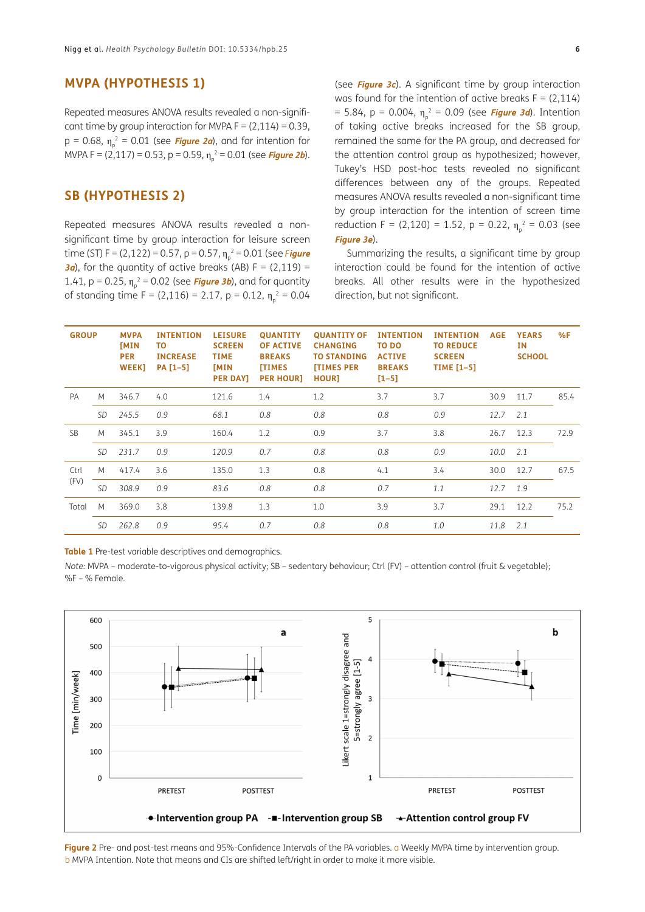## MVPA (HYPOTHESIS 1)

Repeated measures ANOVA results revealed a non-significant time by group interaction for MVPA $F = (2,114) = 0.39$, $p = 0.68$, $\eta_p^2 = 0.01$ (see ***Figure 2a***), and for intention for MVPA $F = (2,117) = 0.53$, $p = 0.59$, $\eta_p^2 = 0.01$ (see ***Figure 2b***).

## SB (HYPOTHESIS 2)

Repeated measures ANOVA results revealed a non-significant time by group interaction for leisure screen time (ST) $F = (2,122) = 0.57$, $p = 0.57$, $\eta_p^2 = 0.01$ (see ***Figure 3a***), for the quantity of active breaks (AB) $F = (2,119) = 1.41$, $p = 0.25$, $\eta_p^2 = 0.02$ (see ***Figure 3b***), and for quantity of standing time $F = (2,116) = 2.17$, $p = 0.12$, $\eta_p^2 = 0.04$ (see ***Figure 3c***). A significant time by group interaction was found for the intention of active breaks $F = (2,114) = 5.84$, $p = 0.004$, $\eta_p^2 = 0.09$ (see ***Figure 3d***). Intention of taking active breaks increased for the SB group, remained the same for the PA group, and decreased for the attention control group as hypothesized; however, Tukey's HSD post-hoc tests revealed no significant differences between any of the groups. Repeated measures ANOVA results revealed a non-significant time by group interaction for the intention of screen time reduction $F = (2,120) = 1.52$, $p = 0.22$, $\eta_p^2 = 0.03$ (see ***Figure 3e***).

Summarizing the results, a significant time by group interaction could be found for the intention of active breaks. All other results were in the hypothesized direction, but not significant.

| GROUP | | MVPA [MIN PER WEEK] | INTENTION TO INCREASE PA [1–5] | LEISURE SCREEN TIME [MIN PER DAY] | QUANTITY OF ACTIVE BREAKS [TIMES PER HOUR] | QUANTITY OF CHANGING TO STANDING [TIMES PER HOUR] | INTENTION TO DO ACTIVE BREAKS [1–5] | INTENTION TO REDUCE SCREEN TIME [1–5] | AGE | YEARS IN SCHOOL | %F |
|---|---|---|---|---|---|---|---|---|---|---|---|
| PA | M | 346.7 | 4.0 | 121.6 | 1.4 | 1.2 | 3.7 | 3.7 | 30.9 | 11.7 | 85.4 |
| | *SD* | *245.5* | *0.9* | *68.1* | *0.8* | *0.8* | *0.8* | *0.9* | *12.7* | *2.1* | |
| SB | M | 345.1 | 3.9 | 160.4 | 1.2 | 0.9 | 3.7 | 3.8 | 26.7 | 12.3 | 72.9 |
| | *SD* | *231.7* | *0.9* | *120.9* | *0.7* | *0.8* | *0.8* | *0.9* | *10.0* | *2.1* | |
| Ctrl (FV) | M | 417.4 | 3.6 | 135.0 | 1.3 | 0.8 | 4.1 | 3.4 | 30.0 | 12.7 | 67.5 |
| | *SD* | *308.9* | *0.9* | *83.6* | *0.8* | *0.8* | *0.7* | *1.1* | *12.7* | *1.9* | |
| Total | M | 369.0 | 3.8 | 139.8 | 1.3 | 1.0 | 3.9 | 3.7 | 29.1 | 12.2 | 75.2 |
| | *SD* | *262.8* | *0.9* | *95.4* | *0.7* | *0.8* | *0.8* | *1.0* | *11.8* | *2.1* | |

**Table 1** Pre-test variable descriptives and demographics.

*Note:* MVPA – moderate-to-vigorous physical activity; SB – sedentary behaviour; Ctrl (FV) – attention control (fruit & vegetable); %F – % Female.

**Figure 2** Pre- and post-test means and 95%-Confidence Intervals of the PA variables. a Weekly MVPA time by intervention group. b MVPA Intention. Note that means and CIs are shifted left/right in order to make it more visible.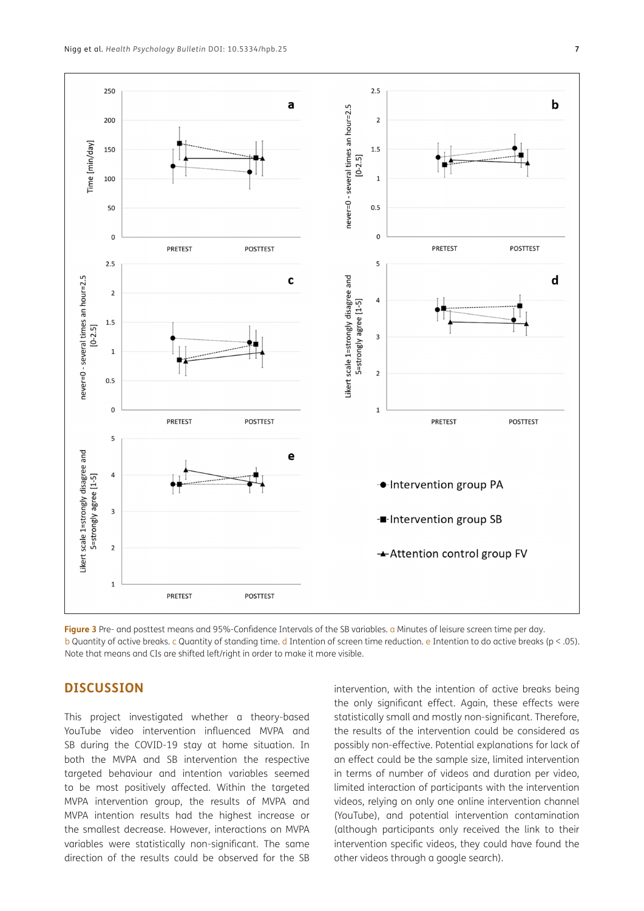**Figure 3** Pre- and posttest means and 95%-Confidence Intervals of the SB variables. a Minutes of leisure screen time per day. b Quantity of active breaks. c Quantity of standing time. d Intention of screen time reduction. e Intention to do active breaks ($p < .05$). Note that means and CIs are shifted left/right in order to make it more visible.

## DISCUSSION

This project investigated whether a theory-based YouTube video intervention influenced MVPA and SB during the COVID-19 stay at home situation. In both the MVPA and SB intervention the respective targeted behaviour and intention variables seemed to be most positively affected. Within the targeted MVPA intervention group, the results of MVPA and MVPA intention results had the highest increase or the smallest decrease. However, interactions on MVPA variables were statistically non-significant. The same direction of the results could be observed for the SB intervention, with the intention of active breaks being the only significant effect. Again, these effects were statistically small and mostly non-significant. Therefore, the results of the intervention could be considered as possibly non-effective. Potential explanations for lack of an effect could be the sample size, limited intervention in terms of number of videos and duration per video, limited interaction of participants with the intervention videos, relying on only one online intervention channel (YouTube), and potential intervention contamination (although participants only received the link to their intervention specific videos, they could have found the other videos through a google search).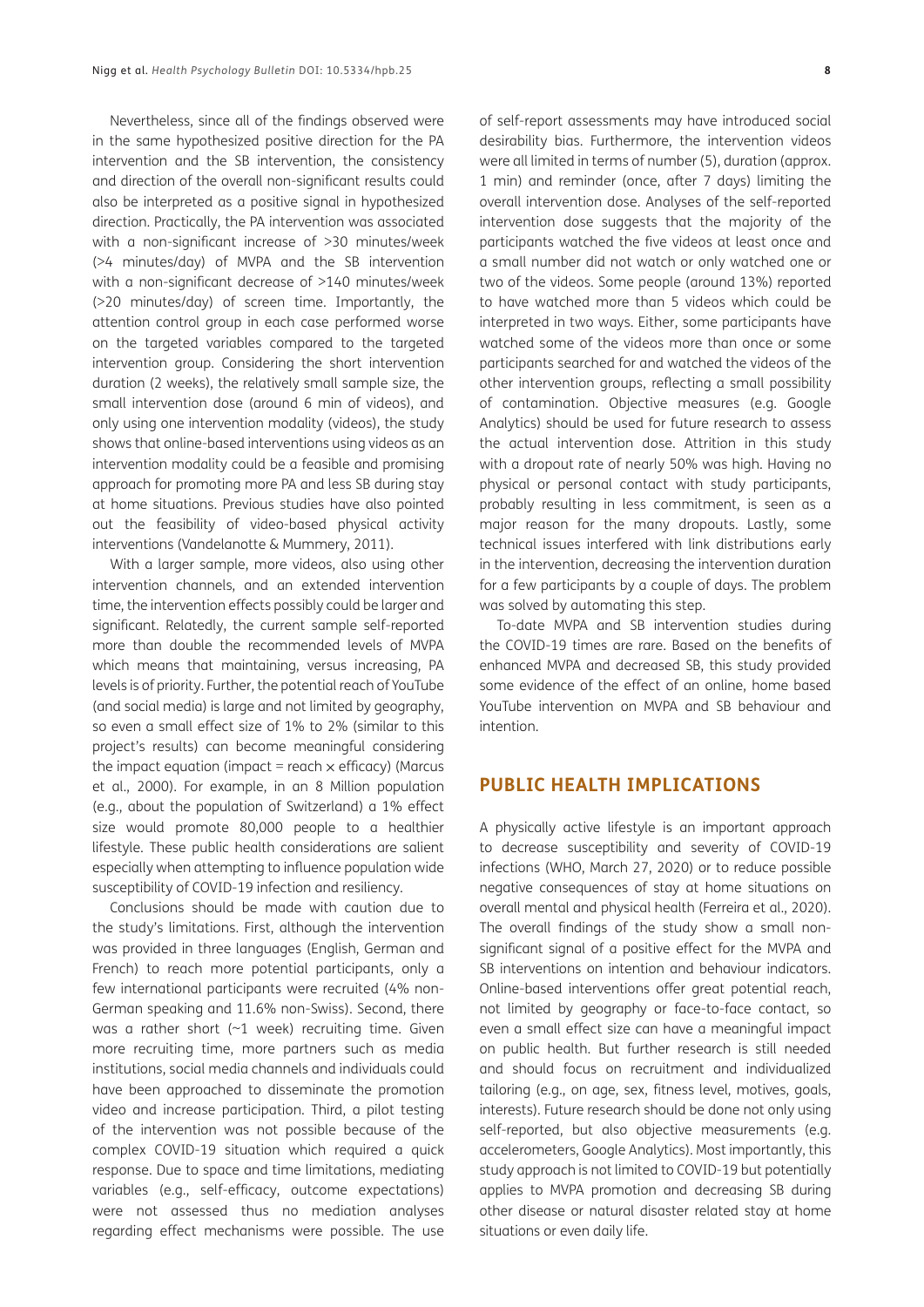Nevertheless, since all of the findings observed were in the same hypothesized positive direction for the PA intervention and the SB intervention, the consistency and direction of the overall non-significant results could also be interpreted as a positive signal in hypothesized direction. Practically, the PA intervention was associated with a non-significant increase of >30 minutes/week (>4 minutes/day) of MVPA and the SB intervention with a non-significant decrease of >140 minutes/week (>20 minutes/day) of screen time. Importantly, the attention control group in each case performed worse on the targeted variables compared to the targeted intervention group. Considering the short intervention duration (2 weeks), the relatively small sample size, the small intervention dose (around 6 min of videos), and only using one intervention modality (videos), the study shows that online-based interventions using videos as an intervention modality could be a feasible and promising approach for promoting more PA and less SB during stay at home situations. Previous studies have also pointed out the feasibility of video-based physical activity interventions (Vandelanotte & Mummery, 2011).

With a larger sample, more videos, also using other intervention channels, and an extended intervention time, the intervention effects possibly could be larger and significant. Relatedly, the current sample self-reported more than double the recommended levels of MVPA which means that maintaining, versus increasing, PA levels is of priority. Further, the potential reach of YouTube (and social media) is large and not limited by geography, so even a small effect size of 1% to 2% (similar to this project's results) can become meaningful considering the impact equation (impact = reach × efficacy) (Marcus et al., 2000). For example, in an 8 Million population (e.g., about the population of Switzerland) a 1% effect size would promote 80,000 people to a healthier lifestyle. These public health considerations are salient especially when attempting to influence population wide susceptibility of COVID-19 infection and resiliency.

Conclusions should be made with caution due to the study's limitations. First, although the intervention was provided in three languages (English, German and French) to reach more potential participants, only a few international participants were recruited (4% non-German speaking and 11.6% non-Swiss). Second, there was a rather short (~1 week) recruiting time. Given more recruiting time, more partners such as media institutions, social media channels and individuals could have been approached to disseminate the promotion video and increase participation. Third, a pilot testing of the intervention was not possible because of the complex COVID-19 situation which required a quick response. Due to space and time limitations, mediating variables (e.g., self-efficacy, outcome expectations) were not assessed thus no mediation analyses regarding effect mechanisms were possible. The use of self-report assessments may have introduced social desirability bias. Furthermore, the intervention videos were all limited in terms of number (5), duration (approx. 1 min) and reminder (once, after 7 days) limiting the overall intervention dose. Analyses of the self-reported intervention dose suggests that the majority of the participants watched the five videos at least once and a small number did not watch or only watched one or two of the videos. Some people (around 13%) reported to have watched more than 5 videos which could be interpreted in two ways. Either, some participants have watched some of the videos more than once or some participants searched for and watched the videos of the other intervention groups, reflecting a small possibility of contamination. Objective measures (e.g. Google Analytics) should be used for future research to assess the actual intervention dose. Attrition in this study with a dropout rate of nearly 50% was high. Having no physical or personal contact with study participants, probably resulting in less commitment, is seen as a major reason for the many dropouts. Lastly, some technical issues interfered with link distributions early in the intervention, decreasing the intervention duration for a few participants by a couple of days. The problem was solved by automating this step.

To-date MVPA and SB intervention studies during the COVID-19 times are rare. Based on the benefits of enhanced MVPA and decreased SB, this study provided some evidence of the effect of an online, home based YouTube intervention on MVPA and SB behaviour and intention.

## PUBLIC HEALTH IMPLICATIONS

A physically active lifestyle is an important approach to decrease susceptibility and severity of COVID-19 infections (WHO, March 27, 2020) or to reduce possible negative consequences of stay at home situations on overall mental and physical health (Ferreira et al., 2020). The overall findings of the study show a small non-significant signal of a positive effect for the MVPA and SB interventions on intention and behaviour indicators. Online-based interventions offer great potential reach, not limited by geography or face-to-face contact, so even a small effect size can have a meaningful impact on public health. But further research is still needed and should focus on recruitment and individualized tailoring (e.g., on age, sex, fitness level, motives, goals, interests). Future research should be done not only using self-reported, but also objective measurements (e.g. accelerometers, Google Analytics). Most importantly, this study approach is not limited to COVID-19 but potentially applies to MVPA promotion and decreasing SB during other disease or natural disaster related stay at home situations or even daily life.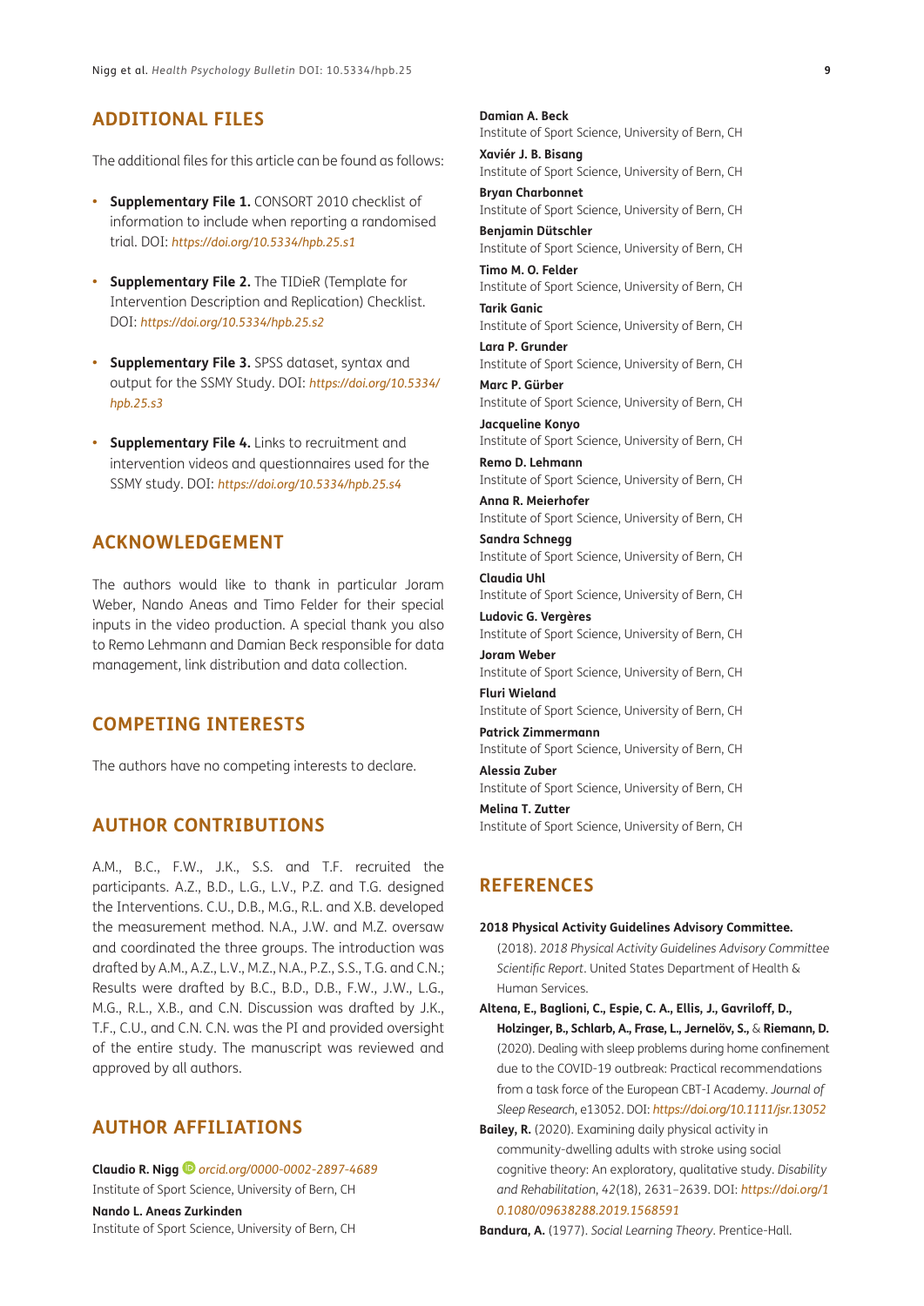## ADDITIONAL FILES

The additional files for this article can be found as follows:

- **Supplementary File 1.** CONSORT 2010 checklist of information to include when reporting a randomised trial. DOI: *https://doi.org/10.5334/hpb.25.s1*
- **Supplementary File 2.** The TIDieR (Template for Intervention Description and Replication) Checklist. DOI: *https://doi.org/10.5334/hpb.25.s2*
- **Supplementary File 3.** SPSS dataset, syntax and output for the SSMY Study. DOI: *https://doi.org/10.5334/hpb.25.s3*
- **Supplementary File 4.** Links to recruitment and intervention videos and questionnaires used for the SSMY study. DOI: *https://doi.org/10.5334/hpb.25.s4*

## ACKNOWLEDGEMENT

The authors would like to thank in particular Joram Weber, Nando Aneas and Timo Felder for their special inputs in the video production. A special thank you also to Remo Lehmann and Damian Beck responsible for data management, link distribution and data collection.

## COMPETING INTERESTS

The authors have no competing interests to declare.

## AUTHOR CONTRIBUTIONS

A.M., B.C., F.W., J.K., S.S. and T.F. recruited the participants. A.Z., B.D., L.G., L.V., P.Z. and T.G. designed the Interventions. C.U., D.B., M.G., R.L. and X.B. developed the measurement method. N.A., J.W. and M.Z. oversaw and coordinated the three groups. The introduction was drafted by A.M., A.Z., L.V., M.Z., N.A., P.Z., S.S., T.G. and C.N.; Results were drafted by B.C., B.D., D.B., F.W., J.W., L.G., M.G., R.L., X.B., and C.N. Discussion was drafted by J.K., T.F., C.U., and C.N. C.N. was the PI and provided oversight of the entire study. The manuscript was reviewed and approved by all authors.

## AUTHOR AFFILIATIONS

**Claudio R. Nigg** *orcid.org/0000-0002-2897-4689*
Institute of Sport Science, University of Bern, CH

**Nando L. Aneas Zurkinden**
Institute of Sport Science, University of Bern, CH

**Damian A. Beck**
Institute of Sport Science, University of Bern, CH

**Xaviér J. B. Bisang**
Institute of Sport Science, University of Bern, CH

**Bryan Charbonnet**
Institute of Sport Science, University of Bern, CH

**Benjamin Dütschler**
Institute of Sport Science, University of Bern, CH

**Timo M. O. Felder**
Institute of Sport Science, University of Bern, CH

**Tarik Ganic**
Institute of Sport Science, University of Bern, CH

**Lara P. Grunder**
Institute of Sport Science, University of Bern, CH

**Marc P. Gürber**
Institute of Sport Science, University of Bern, CH

**Jacqueline Konyo**
Institute of Sport Science, University of Bern, CH

**Remo D. Lehmann**
Institute of Sport Science, University of Bern, CH

**Anna R. Meierhofer**
Institute of Sport Science, University of Bern, CH

**Sandra Schnegg**
Institute of Sport Science, University of Bern, CH

**Claudia Uhl**
Institute of Sport Science, University of Bern, CH

**Ludovic G. Vergères**
Institute of Sport Science, University of Bern, CH

**Joram Weber**
Institute of Sport Science, University of Bern, CH

**Fluri Wieland**
Institute of Sport Science, University of Bern, CH

**Patrick Zimmermann**
Institute of Sport Science, University of Bern, CH

**Alessia Zuber**
Institute of Sport Science, University of Bern, CH

**Melina T. Zutter**
Institute of Sport Science, University of Bern, CH

## REFERENCES

**2018 Physical Activity Guidelines Advisory Committee.** (2018). *2018 Physical Activity Guidelines Advisory Committee Scientific Report*. United States Department of Health & Human Services.

**Altena, E., Baglioni, C., Espie, C. A., Ellis, J., Gavriloff, D., Holzinger, B., Schlarb, A., Frase, L., Jernelöv, S.,** & **Riemann, D.** (2020). Dealing with sleep problems during home confinement due to the COVID-19 outbreak: Practical recommendations from a task force of the European CBT-I Academy. *Journal of Sleep Research*, e13052. DOI: *https://doi.org/10.1111/jsr.13052*

**Bailey, R.** (2020). Examining daily physical activity in community-dwelling adults with stroke using social cognitive theory: An exploratory, qualitative study. *Disability and Rehabilitation*, *42*(18), 2631–2639. DOI: *https://doi.org/10.1080/09638288.2019.1568591*

**Bandura, A.** (1977). *Social Learning Theory*. Prentice-Hall.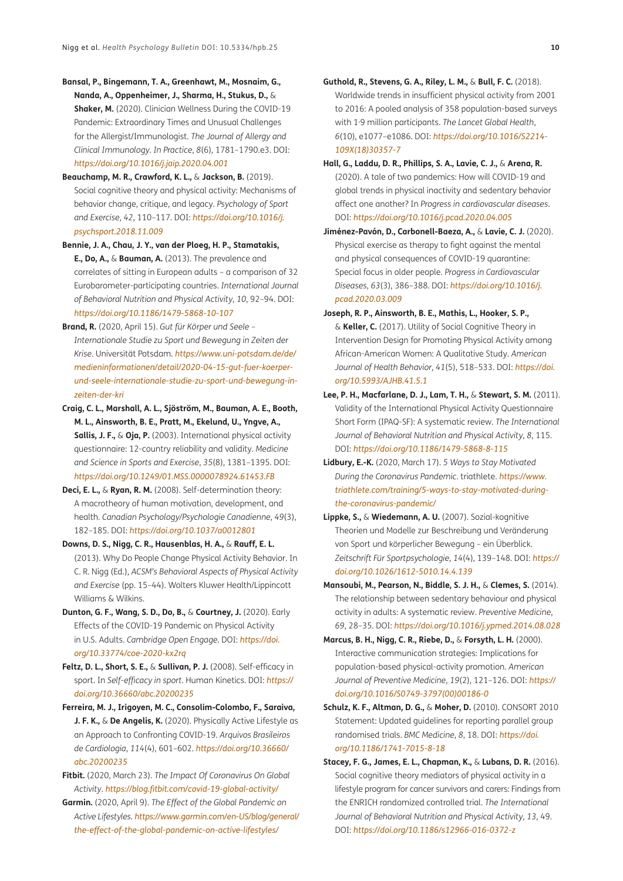**Bansal, P., Bingemann, T. A., Greenhawt, M., Mosnaim, G., Nanda, A., Oppenheimer, J., Sharma, H., Stukus, D.,** & **Shaker, M.** (2020). Clinician Wellness During the COVID-19 Pandemic: Extraordinary Times and Unusual Challenges for the Allergist/Immunologist. *The Journal of Allergy and Clinical Immunology. In Practice*, *8*(6), 1781–1790.e3. DOI: *https://doi.org/10.1016/j.jaip.2020.04.001*

**Beauchamp, M. R., Crawford, K. L.,** & **Jackson, B.** (2019). Social cognitive theory and physical activity: Mechanisms of behavior change, critique, and legacy. *Psychology of Sport and Exercise*, *42*, 110–117. DOI: *https://doi.org/10.1016/j.psychsport.2018.11.009*

**Bennie, J. A., Chau, J. Y., van der Ploeg, H. P., Stamatakis, E., Do, A.,** & **Bauman, A.** (2013). The prevalence and correlates of sitting in European adults – a comparison of 32 Eurobarometer-participating countries. *International Journal of Behavioral Nutrition and Physical Activity*, *10*, 92–94. DOI: *https://doi.org/10.1186/1479-5868-10-107*

**Brand, R.** (2020, April 15). *Gut für Körper und Seele – Internationale Studie zu Sport und Bewegung in Zeiten der Krise*. Universität Potsdam. *https://www.uni-potsdam.de/de/medieninformationen/detail/2020-04-15-gut-fuer-koerper-und-seele-internationale-studie-zu-sport-und-bewegung-in-zeiten-der-kri*

**Craig, C. L., Marshall, A. L., Sjöström, M., Bauman, A. E., Booth, M. L., Ainsworth, B. E., Pratt, M., Ekelund, U., Yngve, A., Sallis, J. F.,** & **Oja, P.** (2003). International physical activity questionnaire: 12-country reliability and validity. *Medicine and Science in Sports and Exercise*, *35*(8), 1381–1395. DOI: *https://doi.org/10.1249/01.MSS.0000078924.61453.FB*

**Deci, E. L.,** & **Ryan, R. M.** (2008). Self-determination theory: A macrotheory of human motivation, development, and health. *Canadian Psychology/Psychologie Canadienne*, *49*(3), 182–185. DOI: *https://doi.org/10.1037/a0012801*

**Downs, D. S., Nigg, C. R., Hausenblas, H. A.,** & **Rauff, E. L.** (2013). Why Do People Change Physical Activity Behavior. In C. R. Nigg (Ed.), *ACSM's Behavioral Aspects of Physical Activity and Exercise* (pp. 15–44). Wolters Kluwer Health/Lippincott Williams & Wilkins.

**Dunton, G. F., Wang, S. D., Do, B.,** & **Courtney, J.** (2020). Early Effects of the COVID-19 Pandemic on Physical Activity in U.S. Adults. *Cambridge Open Engage*. DOI: *https://doi.org/10.33774/coe-2020-kx2rq*

**Feltz, D. L., Short, S. E.,** & **Sullivan, P. J.** (2008). Self-efficacy in sport. In *Self-efficacy in sport*. Human Kinetics. DOI: *https://doi.org/10.36660/abc.20200235*

**Ferreira, M. J., Irigoyen, M. C., Consolim-Colombo, F., Saraiva, J. F. K.,** & **De Angelis, K.** (2020). Physically Active Lifestyle as an Approach to Confronting COVID-19. *Arquivos Brasileiros de Cardiologia*, *114*(4), 601–602. *https://doi.org/10.36660/abc.20200235*

**Fitbit.** (2020, March 23). *The Impact Of Coronavirus On Global Activity*. *https://blog.fitbit.com/covid-19-global-activity/*

**Garmin.** (2020, April 9). *The Effect of the Global Pandemic on Active Lifestyles*. *https://www.garmin.com/en-US/blog/general/the-effect-of-the-global-pandemic-on-active-lifestyles/*

**Guthold, R., Stevens, G. A., Riley, L. M.,** & **Bull, F. C.** (2018). Worldwide trends in insufficient physical activity from 2001 to 2016: A pooled analysis of 358 population-based surveys with 1·9 million participants. *The Lancet Global Health*, *6*(10), e1077–e1086. DOI: *https://doi.org/10.1016/S2214-109X(18)30357-7*

**Hall, G., Laddu, D. R., Phillips, S. A., Lavie, C. J.,** & **Arena, R.** (2020). A tale of two pandemics: How will COVID-19 and global trends in physical inactivity and sedentary behavior affect one another? In *Progress in cardiovascular diseases*. DOI: *https://doi.org/10.1016/j.pcad.2020.04.005*

**Jiménez-Pavón, D., Carbonell-Baeza, A.,** & **Lavie, C. J.** (2020). Physical exercise as therapy to fight against the mental and physical consequences of COVID-19 quarantine: Special focus in older people. *Progress in Cardiovascular Diseases*, *63*(3), 386–388. DOI: *https://doi.org/10.1016/j.pcad.2020.03.009*

**Joseph, R. P., Ainsworth, B. E., Mathis, L., Hooker, S. P.,** & **Keller, C.** (2017). Utility of Social Cognitive Theory in Intervention Design for Promoting Physical Activity among African-American Women: A Qualitative Study. *American Journal of Health Behavior*, *41*(5), 518–533. DOI: *https://doi.org/10.5993/AJHB.41.5.1*

**Lee, P. H., Macfarlane, D. J., Lam, T. H.,** & **Stewart, S. M.** (2011). Validity of the International Physical Activity Questionnaire Short Form (IPAQ-SF): A systematic review. *The International Journal of Behavioral Nutrition and Physical Activity*, *8*, 115. DOI: *https://doi.org/10.1186/1479-5868-8-115*

**Lidbury, E.-K.** (2020, March 17). *5 Ways to Stay Motivated During the Coronavirus Pandemic*. triathlete. *https://www.triathlete.com/training/5-ways-to-stay-motivated-during-the-coronavirus-pandemic/*

**Lippke, S.,** & **Wiedemann, A. U.** (2007). Sozial-kognitive Theorien und Modelle zur Beschreibung und Veränderung von Sport und körperlicher Bewegung – ein Überblick. *Zeitschrift Für Sportpsychologie*, *14*(4), 139–148. DOI: *https://doi.org/10.1026/1612-5010.14.4.139*

**Mansoubi, M., Pearson, N., Biddle, S. J. H.,** & **Clemes, S.** (2014). The relationship between sedentary behaviour and physical activity in adults: A systematic review. *Preventive Medicine*, *69*, 28–35. DOI: *https://doi.org/10.1016/j.ypmed.2014.08.028*

**Marcus, B. H., Nigg, C. R., Riebe, D.,** & **Forsyth, L. H.** (2000). Interactive communication strategies: Implications for population-based physical-activity promotion. *American Journal of Preventive Medicine*, *19*(2), 121–126. DOI: *https://doi.org/10.1016/S0749-3797(00)00186-0*

**Schulz, K. F., Altman, D. G.,** & **Moher, D.** (2010). CONSORT 2010 Statement: Updated guidelines for reporting parallel group randomised trials. *BMC Medicine*, *8*, 18. DOI: *https://doi.org/10.1186/1741-7015-8-18*

**Stacey, F. G., James, E. L., Chapman, K.,** & **Lubans, D. R.** (2016). Social cognitive theory mediators of physical activity in a lifestyle program for cancer survivors and carers: Findings from the ENRICH randomized controlled trial. *The International Journal of Behavioral Nutrition and Physical Activity*, *13*, 49. DOI: *https://doi.org/10.1186/s12966-016-0372-z*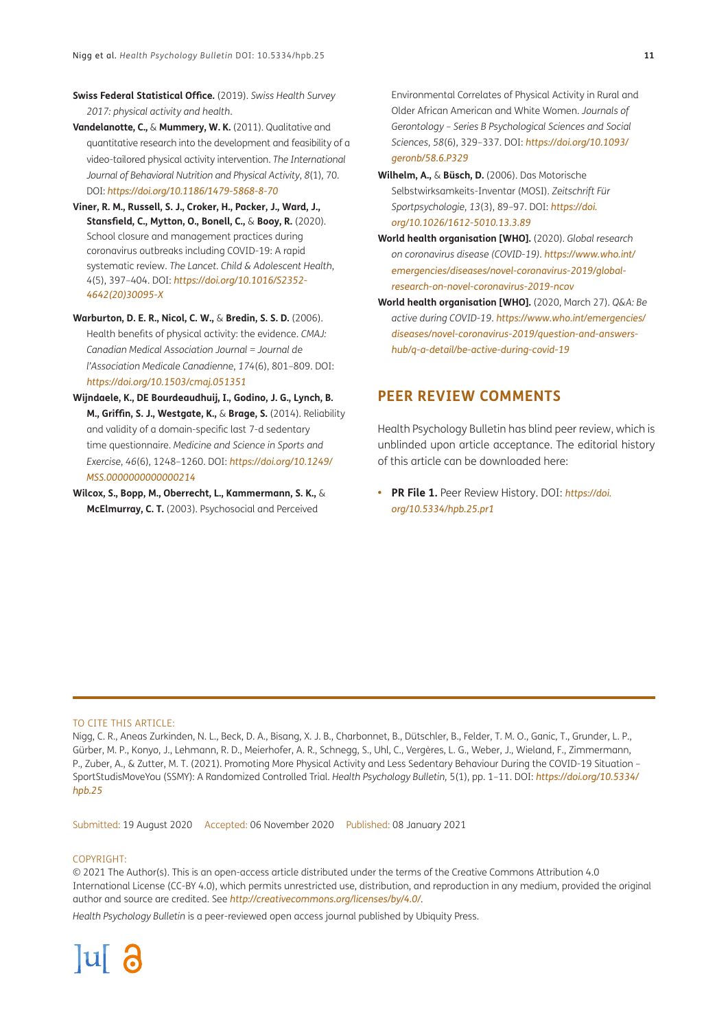**Swiss Federal Statistical Office.** (2019). *Swiss Health Survey 2017: physical activity and health*.

**Vandelanotte, C.,** & **Mummery, W. K.** (2011). Qualitative and quantitative research into the development and feasibility of a video-tailored physical activity intervention. *The International Journal of Behavioral Nutrition and Physical Activity*, *8*(1), 70. DOI: *https://doi.org/10.1186/1479-5868-8-70*

**Viner, R. M., Russell, S. J., Croker, H., Packer, J., Ward, J., Stansfield, C., Mytton, O., Bonell, C.,** & **Booy, R.** (2020). School closure and management practices during coronavirus outbreaks including COVID-19: A rapid systematic review. *The Lancet. Child & Adolescent Health*, 4(5), 397–404. DOI: *https://doi.org/10.1016/S2352-4642(20)30095-X*

**Warburton, D. E. R., Nicol, C. W.,** & **Bredin, S. S. D.** (2006). Health benefits of physical activity: the evidence. *CMAJ: Canadian Medical Association Journal = Journal de l'Association Medicale Canadienne*, *174*(6), 801–809. DOI: *https://doi.org/10.1503/cmaj.051351*

**Wijndaele, K., DE Bourdeaudhuij, I., Godino, J. G., Lynch, B. M., Griffin, S. J., Westgate, K.,** & **Brage, S.** (2014). Reliability and validity of a domain-specific last 7-d sedentary time questionnaire. *Medicine and Science in Sports and Exercise*, *46*(6), 1248–1260. DOI: *https://doi.org/10.1249/MSS.0000000000000214*

**Wilcox, S., Bopp, M., Oberrecht, L., Kammermann, S. K.,** & **McElmurray, C. T.** (2003). Psychosocial and Perceived Environmental Correlates of Physical Activity in Rural and Older African American and White Women. *Journals of Gerontology – Series B Psychological Sciences and Social Sciences*, *58*(6), 329–337. DOI: *https://doi.org/10.1093/geronb/58.6.P329*

**Wilhelm, A.,** & **Büsch, D.** (2006). Das Motorische Selbstwirksamkeits-Inventar (MOSI). *Zeitschrift Für Sportpsychologie*, *13*(3), 89–97. DOI: *https://doi.org/10.1026/1612-5010.13.3.89*

**World health organisation [WHO].** (2020). *Global research on coronavirus disease (COVID-19)*. *https://www.who.int/emergencies/diseases/novel-coronavirus-2019/global-research-on-novel-coronavirus-2019-ncov*

**World health organisation [WHO].** (2020, March 27). *Q&A: Be active during COVID-19*. *https://www.who.int/emergencies/diseases/novel-coronavirus-2019/question-and-answers-hub/q-a-detail/be-active-during-covid-19*

## PEER REVIEW COMMENTS

Health Psychology Bulletin has blind peer review, which is unblinded upon article acceptance. The editorial history of this article can be downloaded here:

- **PR File 1.** Peer Review History. DOI: *https://doi.org/10.5334/hpb.25.pr1*

TO CITE THIS ARTICLE:

Nigg, C. R., Aneas Zurkinden, N. L., Beck, D. A., Bisang, X. J. B., Charbonnet, B., Dütschler, B., Felder, T. M. O., Ganic, T., Grunder, L. P., Gürber, M. P., Konyo, J., Lehmann, R. D., Meierhofer, A. R., Schnegg, S., Uhl, C., Vergères, L. G., Weber, J., Wieland, F., Zimmermann, P., Zuber, A., & Zutter, M. T. (2021). Promoting More Physical Activity and Less Sedentary Behaviour During the COVID-19 Situation – SportStudisMoveYou (SSMY): A Randomized Controlled Trial. *Health Psychology Bulletin,* 5(1), pp. 1–11. DOI: *https://doi.org/10.5334/hpb.25*

Submitted: 19 August 2020 Accepted: 06 November 2020 Published: 08 January 2021

COPYRIGHT:

© 2021 The Author(s). This is an open-access article distributed under the terms of the Creative Commons Attribution 4.0 International License (CC-BY 4.0), which permits unrestricted use, distribution, and reproduction in any medium, provided the original author and source are credited. See *http://creativecommons.org/licenses/by/4.0/*.

*Health Psychology Bulletin* is a peer-reviewed open access journal published by Ubiquity Press.